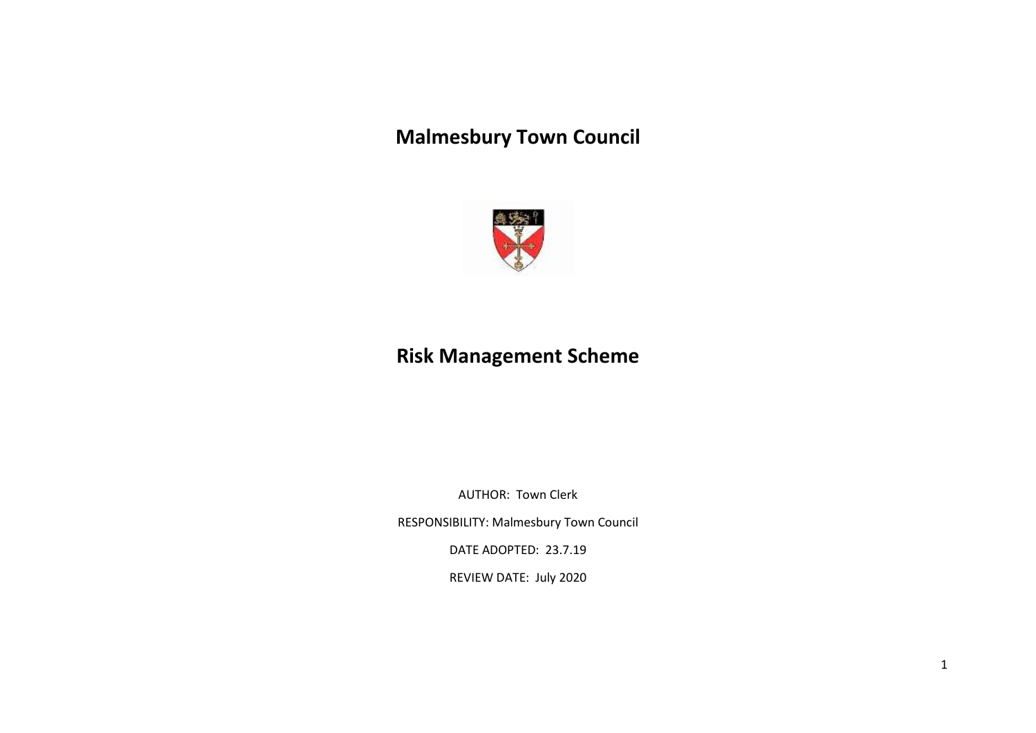# Malmesbury Town Council

# Risk Management Scheme

AUTHOR: Town Clerk

RESPONSIBILITY: Malmesbury Town Council

DATE ADOPTED: 23.7.19

REVIEW DATE: July 2020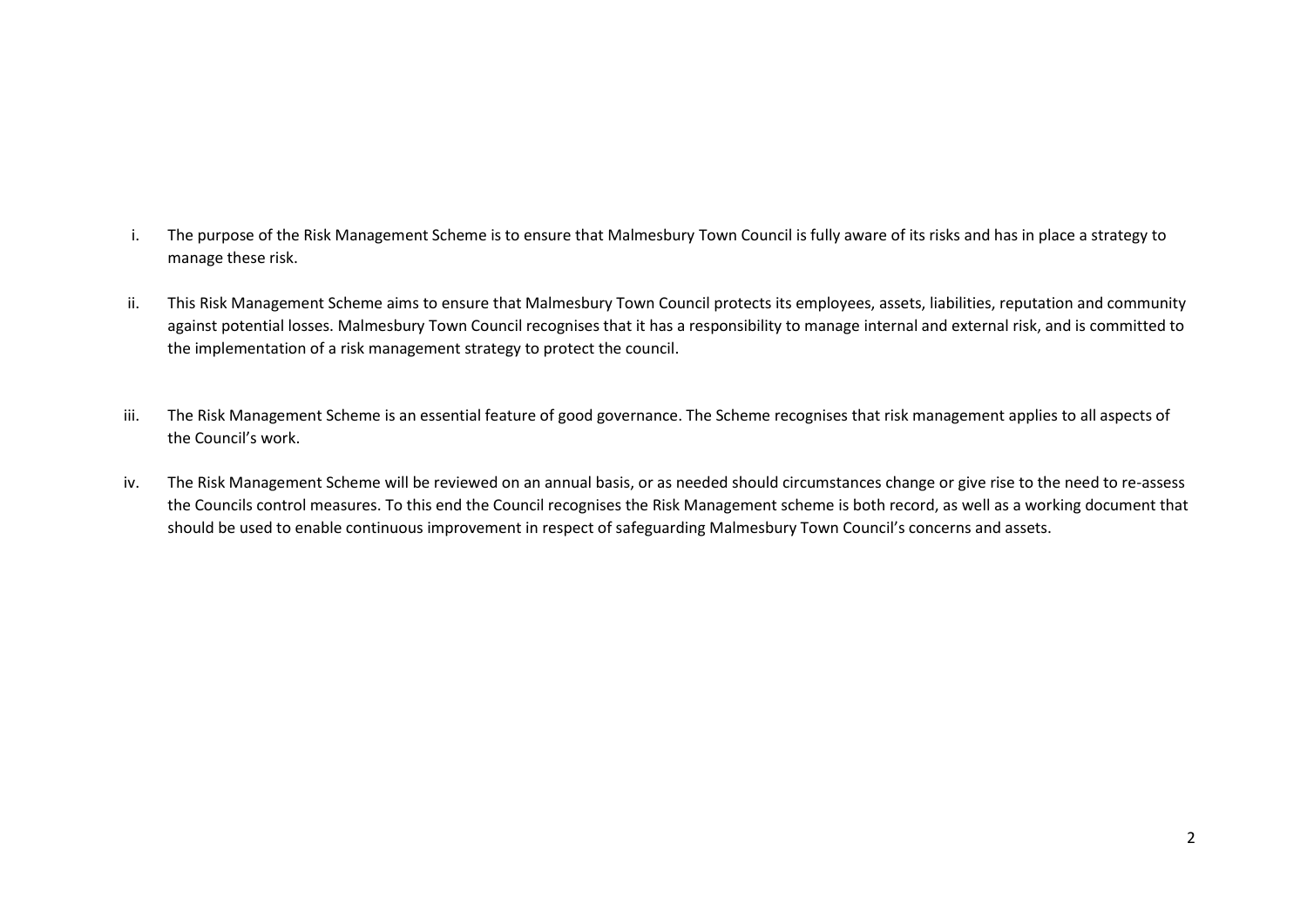i. The purpose of the Risk Management Scheme is to ensure that Malmesbury Town Council is fully aware of its risks and has in place a strategy to manage these risk.

ii. This Risk Management Scheme aims to ensure that Malmesbury Town Council protects its employees, assets, liabilities, reputation and community against potential losses. Malmesbury Town Council recognises that it has a responsibility to manage internal and external risk, and is committed to the implementation of a risk management strategy to protect the council.

iii. The Risk Management Scheme is an essential feature of good governance. The Scheme recognises that risk management applies to all aspects of the Council's work.

iv. The Risk Management Scheme will be reviewed on an annual basis, or as needed should circumstances change or give rise to the need to re-assess the Councils control measures. To this end the Council recognises the Risk Management scheme is both record, as well as a working document that should be used to enable continuous improvement in respect of safeguarding Malmesbury Town Council's concerns and assets.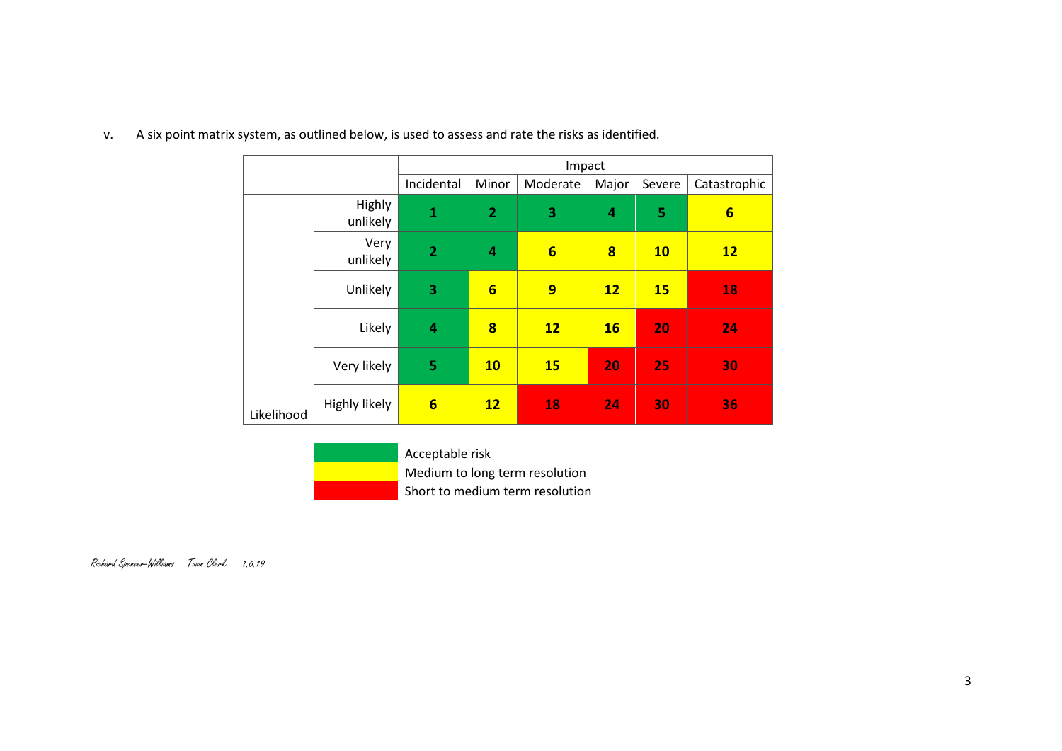v. A six point matrix system, as outlined below, is used to assess and rate the risks as identified.

| | | Impact | | | | | |
|---|---|---|---|---|---|---|---|
| | | Incidental | Minor | Moderate | Major | Severe | Catastrophic |
| Likelihood | Highly unlikely | **1** | **2** | **3** | **4** | **5** | **6** |
| | Very unlikely | **2** | **4** | **6** | **8** | **10** | **12** |
| | Unlikely | **3** | **6** | **9** | **12** | **15** | **18** |
| | Likely | **4** | **8** | **12** | **16** | **20** | **24** |
| | Very likely | **5** | **10** | **15** | **20** | **25** | **30** |
| | Highly likely | **6** | **12** | **18** | **24** | **30** | **36** |

| Colour | Meaning |
|---|---|
| Green | Acceptable risk |
| Yellow | Medium to long term resolution |
| Red | Short to medium term resolution |

*Richard Spencer-Williams Town Clerk 1.6.19*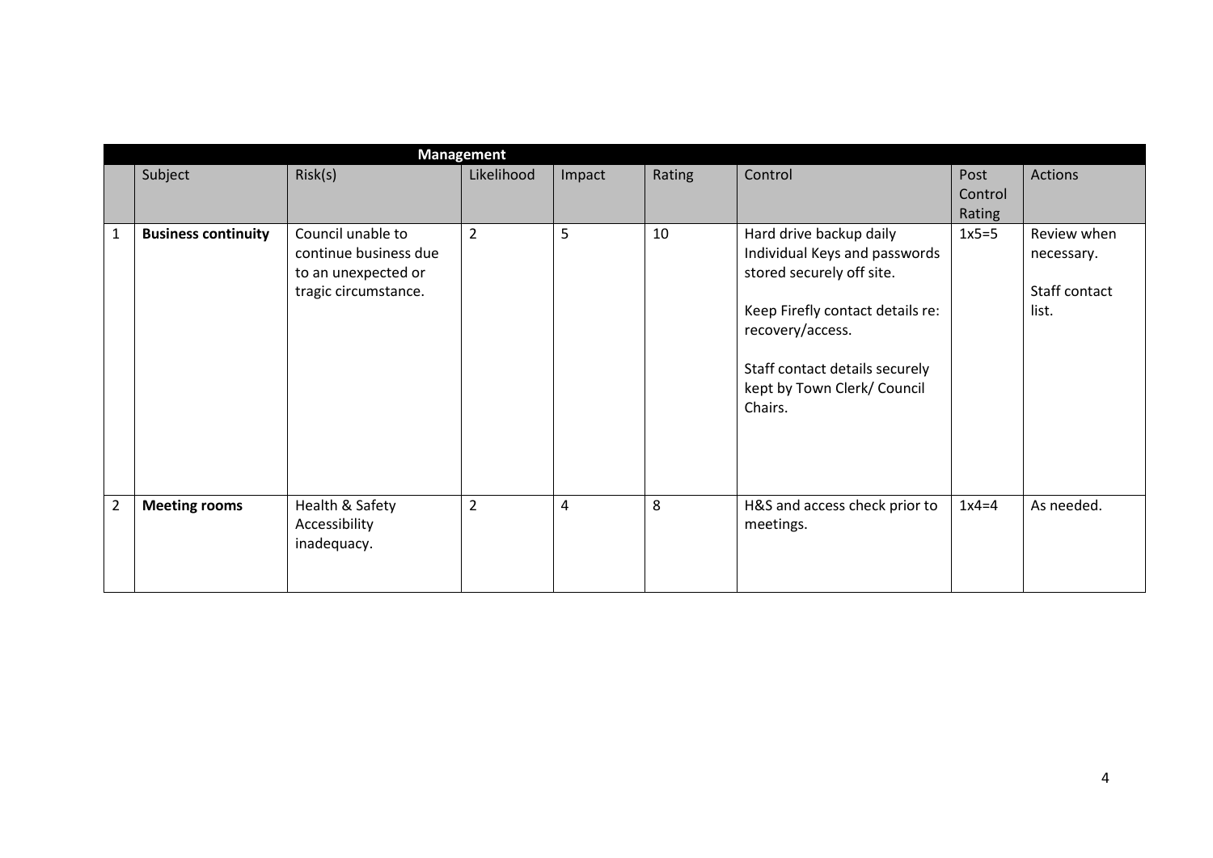| Management | | | | | | | | |
|---|---|---|---|---|---|---|---|---|
| | Subject | Risk(s) | Likelihood | Impact | Rating | Control | Post Control Rating | Actions |
| 1 | **Business continuity** | Council unable to continue business due to an unexpected or tragic circumstance. | 2 | 5 | 10 | Hard drive backup daily<br>Individual Keys and passwords stored securely off site.<br><br>Keep Firefly contact details re: recovery/access.<br><br>Staff contact details securely kept by Town Clerk/ Council Chairs. | 1x5=5 | Review when necessary.<br><br>Staff contact list. |
| 2 | **Meeting rooms** | Health & Safety Accessibility inadequacy. | 2 | 4 | 8 | H&S and access check prior to meetings. | 1x4=4 | As needed. |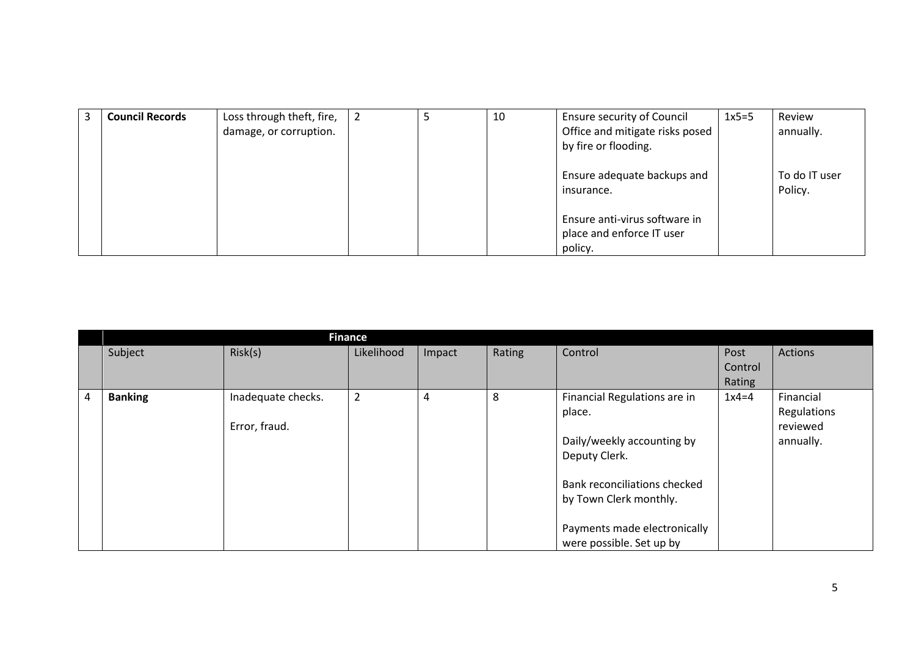| 3 | **Council Records** | Loss through theft, fire, damage, or corruption. | 2 | 5 | 10 | Ensure security of Council Office and mitigate risks posed by fire or flooding.<br><br>Ensure adequate backups and insurance.<br><br>Ensure anti-virus software in place and enforce IT user policy. | 1x5=5 | Review annually.<br><br>To do IT user Policy. |
|---|---|---|---|---|---|---|---|---|

| | **Finance** | | | | | | | |
|---|---|---|---|---|---|---|---|---|
| | Subject | Risk(s) | Likelihood | Impact | Rating | Control | Post Control Rating | Actions |
| 4 | **Banking** | Inadequate checks.<br><br>Error, fraud. | 2 | 4 | 8 | Financial Regulations are in place.<br><br>Daily/weekly accounting by Deputy Clerk.<br><br>Bank reconciliations checked by Town Clerk monthly.<br><br>Payments made electronically were possible. Set up by | 1x4=4 | Financial Regulations reviewed annually. |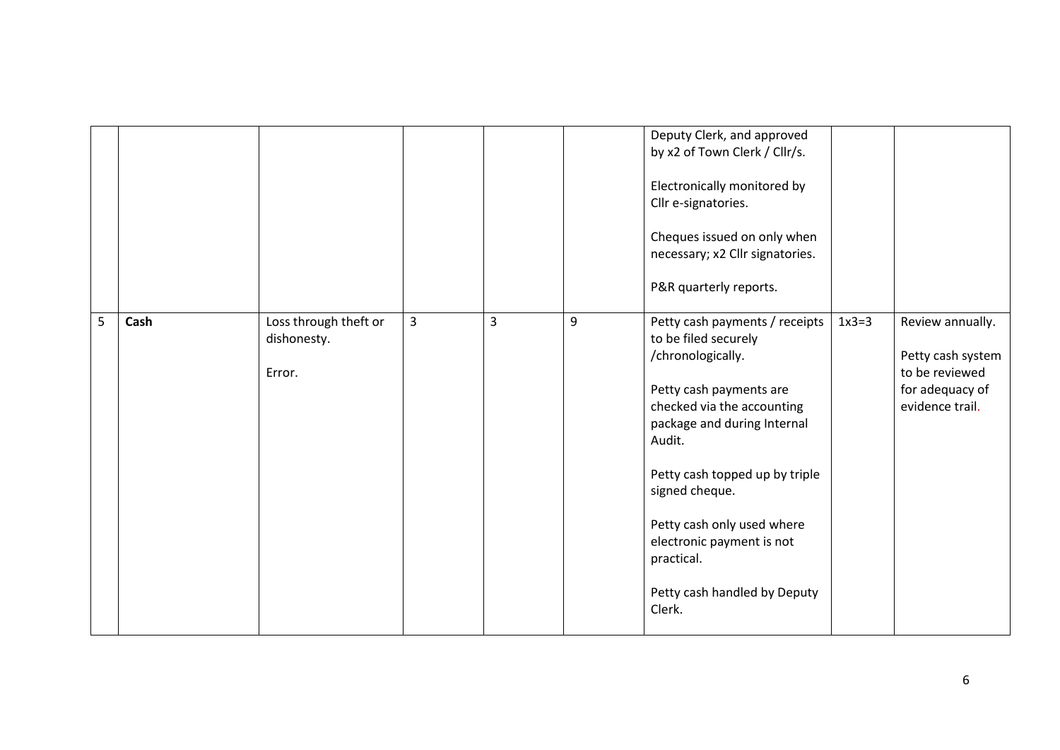| | | | | | | | | |
|---|---|---|---|---|---|---|---|---|
| | | | | | | Deputy Clerk, and approved by x2 of Town Clerk / Cllr/s.<br><br>Electronically monitored by Cllr e-signatories.<br><br>Cheques issued on only when necessary; x2 Cllr signatories.<br><br>P&R quarterly reports. | | |
| 5 | **Cash** | Loss through theft or dishonesty.<br><br>Error. | 3 | 3 | 9 | Petty cash payments / receipts to be filed securely /chronologically.<br><br>Petty cash payments are checked via the accounting package and during Internal Audit.<br><br>Petty cash topped up by triple signed cheque.<br><br>Petty cash only used where electronic payment is not practical.<br><br>Petty cash handled by Deputy Clerk. | 1x3=3 | Review annually.<br><br>Petty cash system to be reviewed for adequacy of evidence trail. |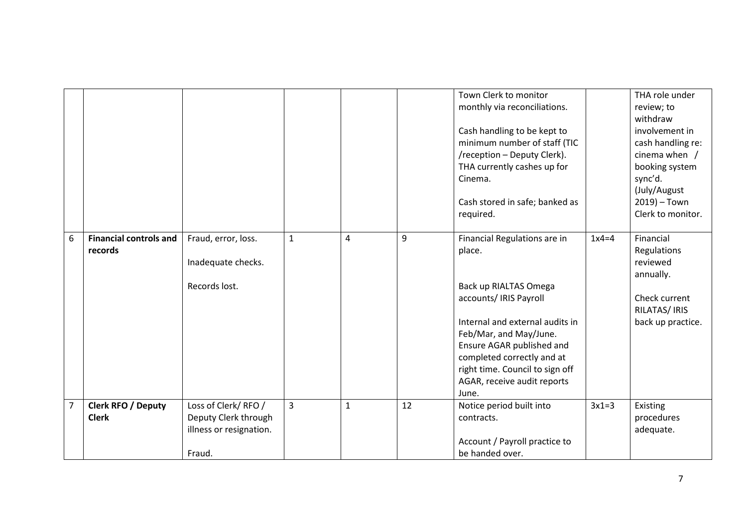| | | | | | | | | |
|---|---|---|---|---|---|---|---|---|
| | | | | | | Town Clerk to monitor monthly via reconciliations.<br><br>Cash handling to be kept to minimum number of staff (TIC /reception – Deputy Clerk). THA currently cashes up for Cinema.<br><br>Cash stored in safe; banked as required. | | THA role under review; to withdraw involvement in cash handling re: cinema when / booking system sync'd. (July/August 2019) – Town Clerk to monitor. |
| 6 | **Financial controls and records** | Fraud, error, loss.<br><br>Inadequate checks.<br><br>Records lost. | 1 | 4 | 9 | Financial Regulations are in place.<br><br>Back up RIALTAS Omega accounts/ IRIS Payroll<br><br>Internal and external audits in Feb/Mar, and May/June. Ensure AGAR published and completed correctly and at right time. Council to sign off AGAR, receive audit reports June. | 1x4=4 | Financial Regulations reviewed annually.<br><br>Check current RILATAS/ IRIS back up practice. |
| 7 | **Clerk RFO / Deputy Clerk** | Loss of Clerk/ RFO / Deputy Clerk through illness or resignation.<br><br>Fraud. | 3 | 1 | 12 | Notice period built into contracts.<br><br>Account / Payroll practice to be handed over. | 3x1=3 | Existing procedures adequate. |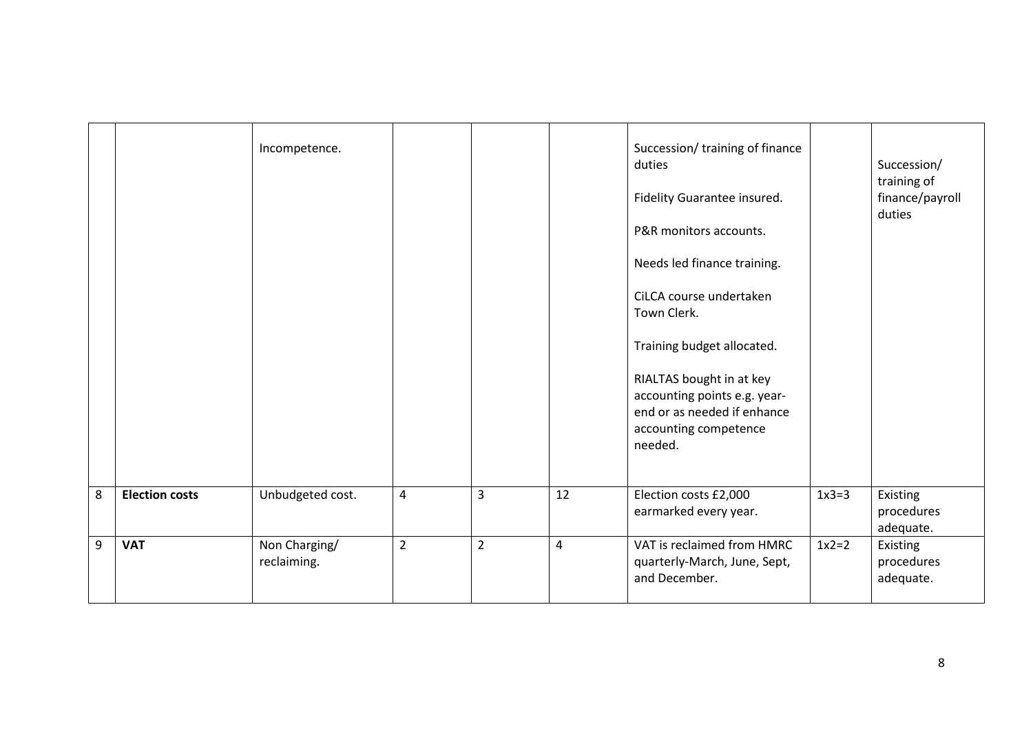|  |  |  |  |  |  |  |  |  |
|---|---|---|---|---|---|---|---|---|
|  |  | Incompetence. |  |  |  | Succession/ training of finance duties<br><br>Fidelity Guarantee insured.<br><br>P&R monitors accounts.<br><br>Needs led finance training.<br><br>CiLCA course undertaken Town Clerk.<br><br>Training budget allocated.<br><br>RIALTAS bought in at key accounting points e.g. year-end or as needed if enhance accounting competence needed. |  | Succession/ training of finance/payroll duties |
| 8 | **Election costs** | Unbudgeted cost. | 4 | 3 | 12 | Election costs £2,000 earmarked every year. | 1x3=3 | Existing procedures adequate. |
| 9 | **VAT** | Non Charging/ reclaiming. | 2 | 2 | 4 | VAT is reclaimed from HMRC quarterly-March, June, Sept, and December. | 1x2=2 | Existing procedures adequate. |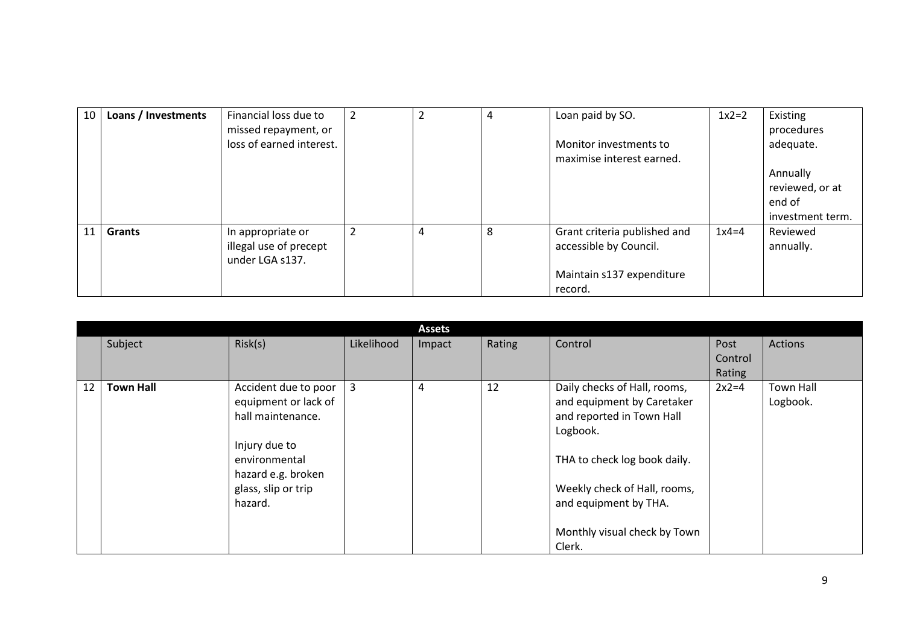| 10 | **Loans / Investments** | Financial loss due to missed repayment, or loss of earned interest. | 2 | 2 | 4 | Loan paid by SO.<br><br>Monitor investments to maximise interest earned. | 1x2=2 | Existing procedures adequate.<br><br>Annually reviewed, or at end of investment term. |
|---|---|---|---|---|---|---|---|---|
| 11 | **Grants** | In appropriate or illegal use of precept under LGA s137. | 2 | 4 | 8 | Grant criteria published and accessible by Council.<br><br>Maintain s137 expenditure record. | 1x4=4 | Reviewed annually. |

| **Assets** | | | | | | | | |
|---|---|---|---|---|---|---|---|---|
| | Subject | Risk(s) | Likelihood | Impact | Rating | Control | Post Control Rating | Actions |
| 12 | **Town Hall** | Accident due to poor equipment or lack of hall maintenance.<br><br>Injury due to environmental hazard e.g. broken glass, slip or trip hazard. | 3 | 4 | 12 | Daily checks of Hall, rooms, and equipment by Caretaker and reported in Town Hall Logbook.<br><br>THA to check log book daily.<br><br>Weekly check of Hall, rooms, and equipment by THA.<br><br>Monthly visual check by Town Clerk. | 2x2=4 | Town Hall Logbook. |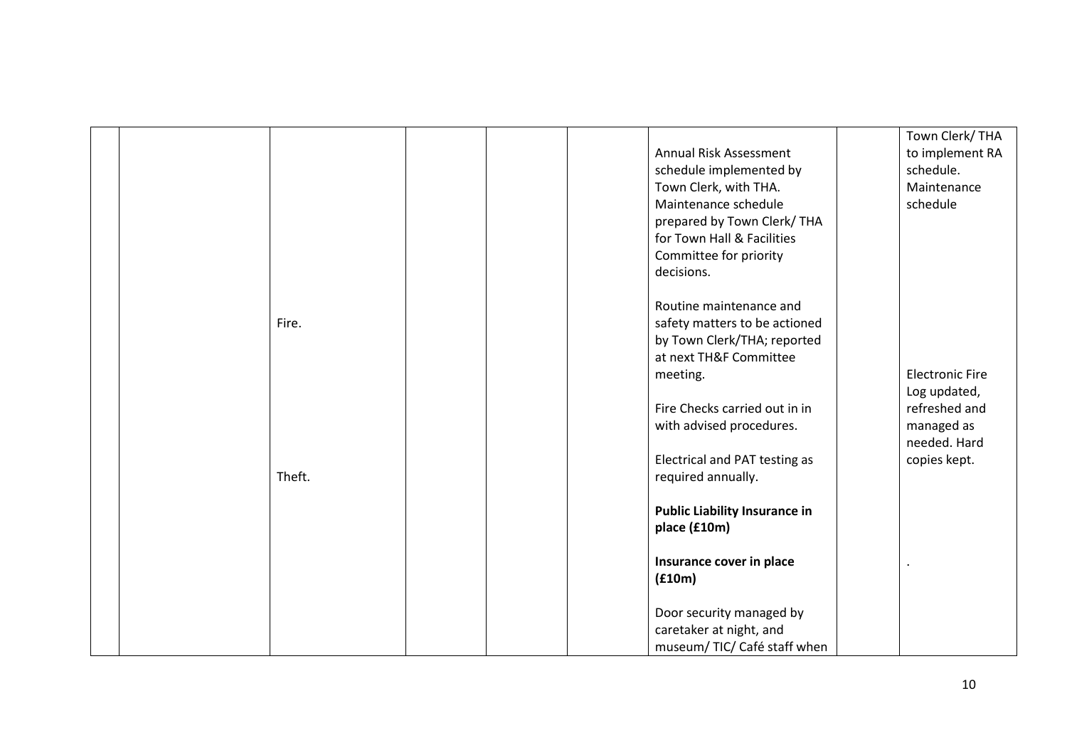| | | | | | | | | |
|---|---|---|---|---|---|---|---|---|
| | | Fire.<br><br>Theft. | | | | Annual Risk Assessment schedule implemented by Town Clerk, with THA. Maintenance schedule prepared by Town Clerk/ THA for Town Hall & Facilities Committee for priority decisions.<br><br>Routine maintenance and safety matters to be actioned by Town Clerk/THA; reported at next TH&F Committee meeting.<br><br>Fire Checks carried out in in with advised procedures.<br><br>Electrical and PAT testing as required annually.<br><br>**Public Liability Insurance in place (£10m)**<br><br>**Insurance cover in place (£10m)**<br><br>Door security managed by caretaker at night, and museum/ TIC/ Café staff when | | Town Clerk/ THA to implement RA schedule. Maintenance schedule<br><br>Electronic Fire Log updated, refreshed and managed as needed. Hard copies kept.<br><br>. |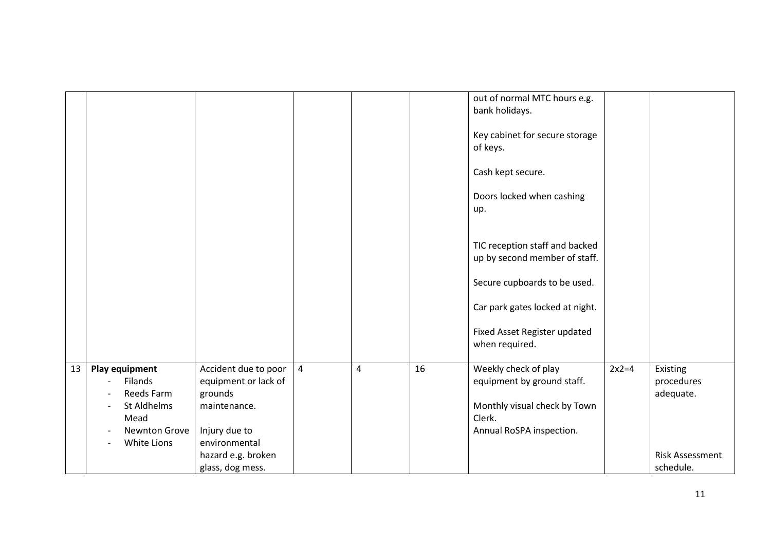| | | | | | | | | |
|---|---|---|---|---|---|---|---|---|
| | | | | | | out of normal MTC hours e.g. bank holidays.<br><br>Key cabinet for secure storage of keys.<br><br>Cash kept secure.<br><br>Doors locked when cashing up.<br><br>TIC reception staff and backed up by second member of staff.<br><br>Secure cupboards to be used.<br><br>Car park gates locked at night.<br><br>Fixed Asset Register updated when required. | | |
| 13 | **Play equipment**<br>- Filands<br>- Reeds Farm<br>- St Aldhelms Mead<br>- Newnton Grove<br>- White Lions | Accident due to poor equipment or lack of grounds maintenance.<br><br>Injury due to environmental hazard e.g. broken glass, dog mess. | 4 | 4 | 16 | Weekly check of play equipment by ground staff.<br><br>Monthly visual check by Town Clerk.<br>Annual RoSPA inspection. | 2x2=4 | Existing procedures adequate.<br><br>Risk Assessment schedule. |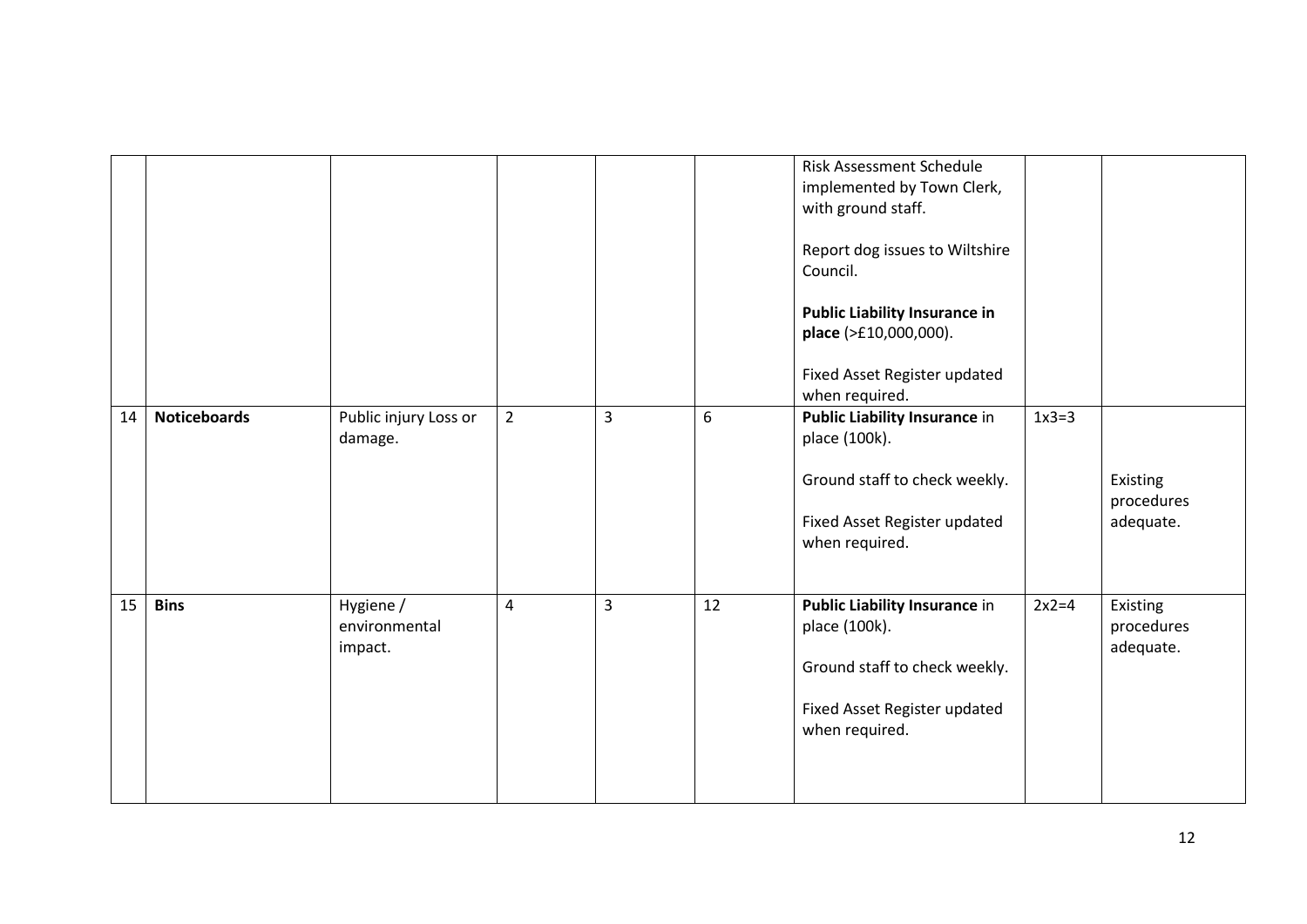|  |  |  |  |  |  | Risk Assessment Schedule implemented by Town Clerk, with ground staff.<br><br>Report dog issues to Wiltshire Council.<br><br>**Public Liability Insurance in place** (>£10,000,000).<br><br>Fixed Asset Register updated when required. |  |  |
|---|---|---|---|---|---|---|---|---|
| 14 | **Noticeboards** | Public injury Loss or damage. | 2 | 3 | 6 | **Public Liability Insurance** in place (100k).<br><br>Ground staff to check weekly.<br><br>Fixed Asset Register updated when required. | 1x3=3 | Existing procedures adequate. |
| 15 | **Bins** | Hygiene / environmental impact. | 4 | 3 | 12 | **Public Liability Insurance** in place (100k).<br><br>Ground staff to check weekly.<br><br>Fixed Asset Register updated when required. | 2x2=4 | Existing procedures adequate. |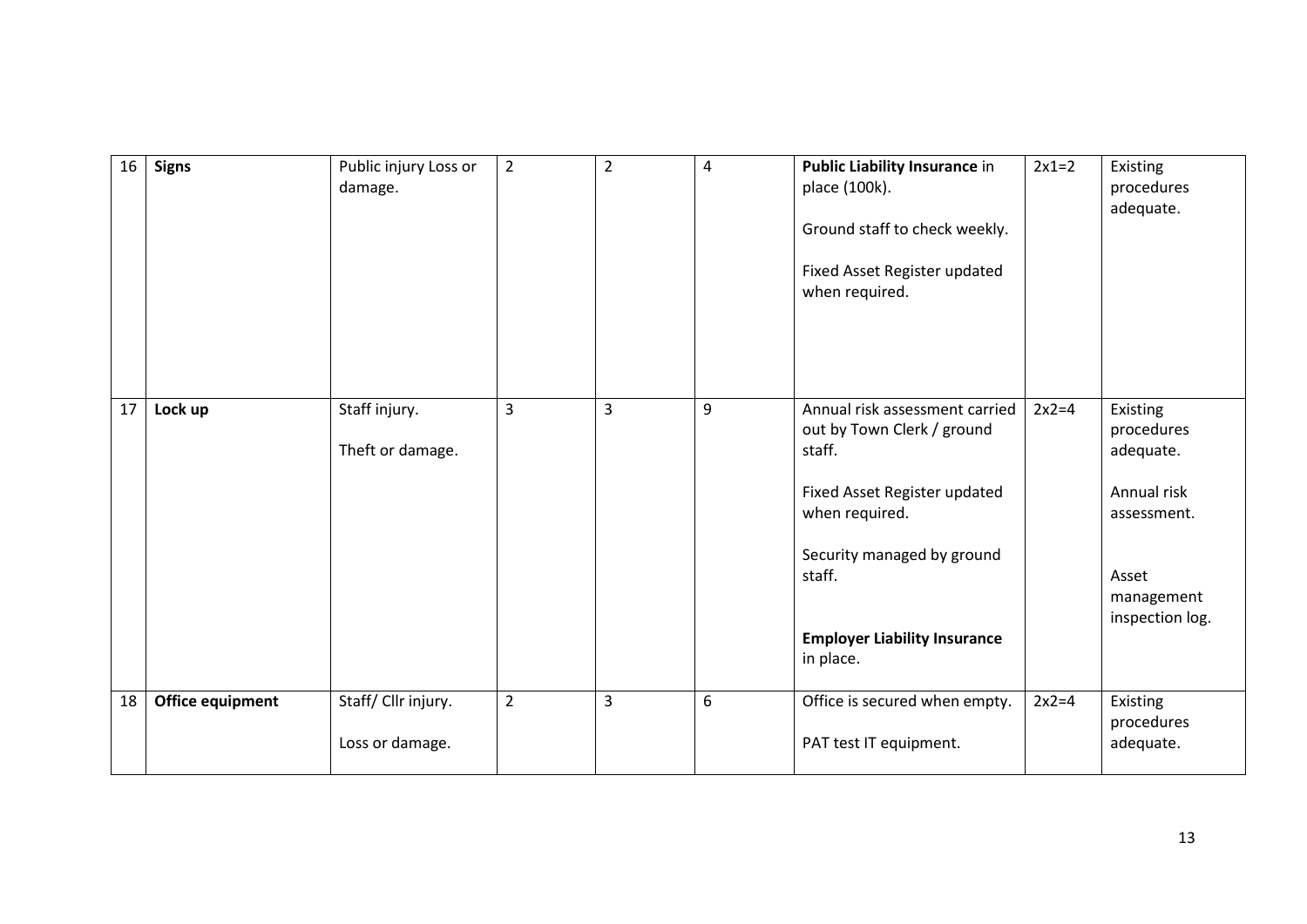| 16 | **Signs** | Public injury Loss or damage. | 2 | 2 | 4 | **Public Liability Insurance** in place (100k).<br><br>Ground staff to check weekly.<br><br>Fixed Asset Register updated when required. | 2x1=2 | Existing procedures adequate. |
|---|---|---|---|---|---|---|---|---|
| 17 | **Lock up** | Staff injury.<br><br>Theft or damage. | 3 | 3 | 9 | Annual risk assessment carried out by Town Clerk / ground staff.<br><br>Fixed Asset Register updated when required.<br><br>Security managed by ground staff.<br><br>**Employer Liability Insurance** in place. | 2x2=4 | Existing procedures adequate.<br><br>Annual risk assessment.<br><br>Asset management inspection log. |
| 18 | **Office equipment** | Staff/ Cllr injury.<br><br>Loss or damage. | 2 | 3 | 6 | Office is secured when empty.<br><br>PAT test IT equipment. | 2x2=4 | Existing procedures adequate. |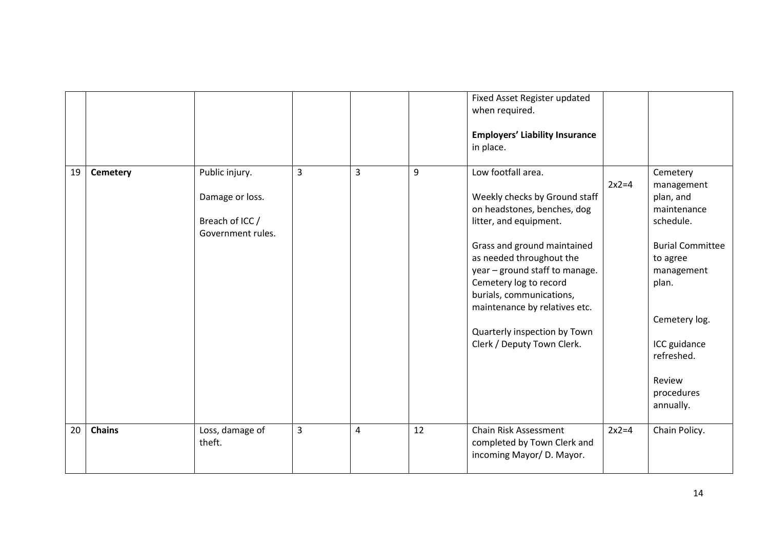| | | | | | | | | |
|---|---|---|---|---|---|---|---|---|
| | | | | | | Fixed Asset Register updated when required.<br><br>**Employers' Liability Insurance** in place. | | |
| 19 | **Cemetery** | Public injury.<br><br>Damage or loss.<br><br>Breach of ICC / Government rules. | 3 | 3 | 9 | Low footfall area.<br><br>Weekly checks by Ground staff on headstones, benches, dog litter, and equipment.<br><br>Grass and ground maintained as needed throughout the year – ground staff to manage. Cemetery log to record burials, communications, maintenance by relatives etc.<br><br>Quarterly inspection by Town Clerk / Deputy Town Clerk. | 2x2=4 | Cemetery management plan, and maintenance schedule.<br><br>**Burial Committee** to agree management plan.<br><br>Cemetery log.<br><br>ICC guidance refreshed.<br><br>Review procedures annually. |
| 20 | **Chains** | Loss, damage of theft. | 3 | 4 | 12 | Chain Risk Assessment completed by Town Clerk and incoming Mayor/ D. Mayor. | 2x2=4 | Chain Policy. |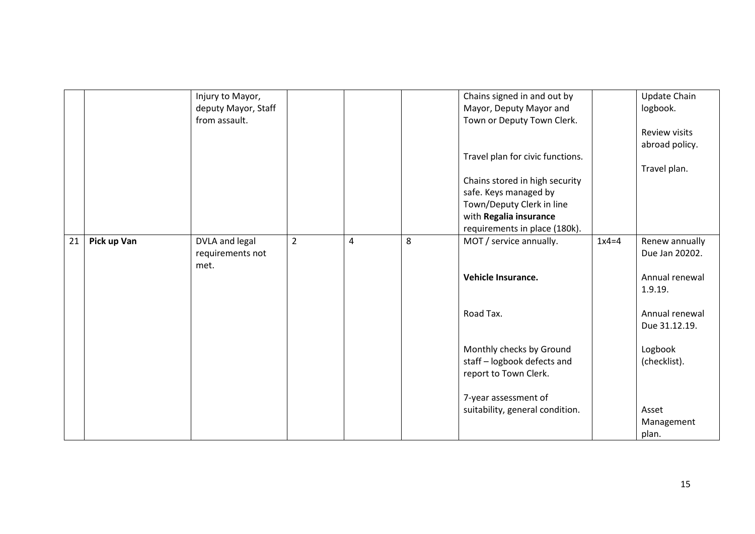| | | | | | | | | |
|---|---|---|---|---|---|---|---|---|
| | | Injury to Mayor, deputy Mayor, Staff from assault. | | | | Chains signed in and out by Mayor, Deputy Mayor and Town or Deputy Town Clerk.<br><br>Travel plan for civic functions.<br><br>Chains stored in high security safe. Keys managed by Town/Deputy Clerk in line with **Regalia insurance** requirements in place (180k). | | Update Chain logbook.<br><br>Review visits abroad policy.<br><br>Travel plan. |
| 21 | **Pick up Van** | DVLA and legal requirements not met. | 2 | 4 | 8 | MOT / service annually.<br><br>**Vehicle Insurance.**<br><br>Road Tax.<br><br>Monthly checks by Ground staff – logbook defects and report to Town Clerk.<br><br>7-year assessment of suitability, general condition. | 1x4=4 | Renew annually Due Jan 20202.<br><br>Annual renewal 1.9.19.<br><br>Annual renewal Due 31.12.19.<br><br>Logbook (checklist).<br><br>Asset Management plan. |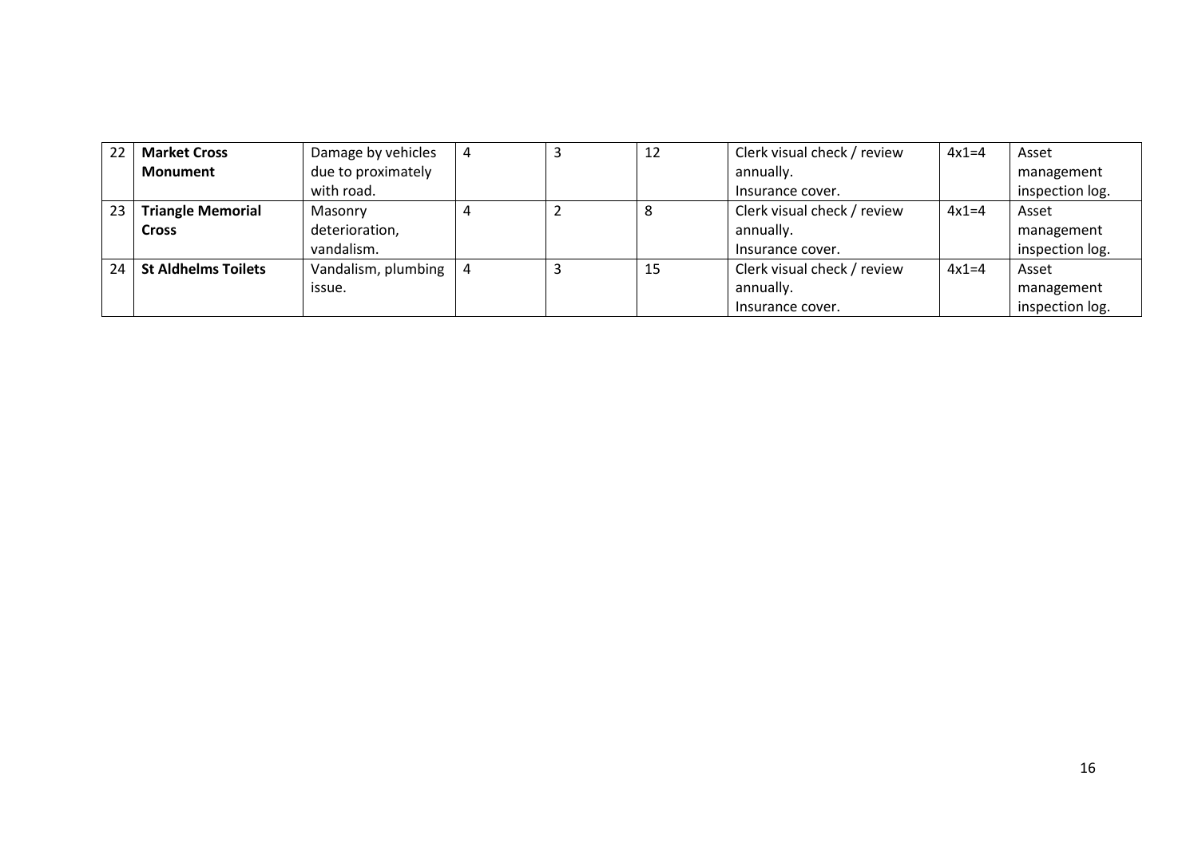| 22 | **Market Cross Monument** | Damage by vehicles due to proximately with road. | 4 | 3 | 12 | Clerk visual check / review annually. Insurance cover. | 4x1=4 | Asset management inspection log. |
|---|---|---|---|---|---|---|---|---|
| 23 | **Triangle Memorial Cross** | Masonry deterioration, vandalism. | 4 | 2 | 8 | Clerk visual check / review annually. Insurance cover. | 4x1=4 | Asset management inspection log. |
| 24 | **St Aldhelms Toilets** | Vandalism, plumbing issue. | 4 | 3 | 15 | Clerk visual check / review annually. Insurance cover. | 4x1=4 | Asset management inspection log. |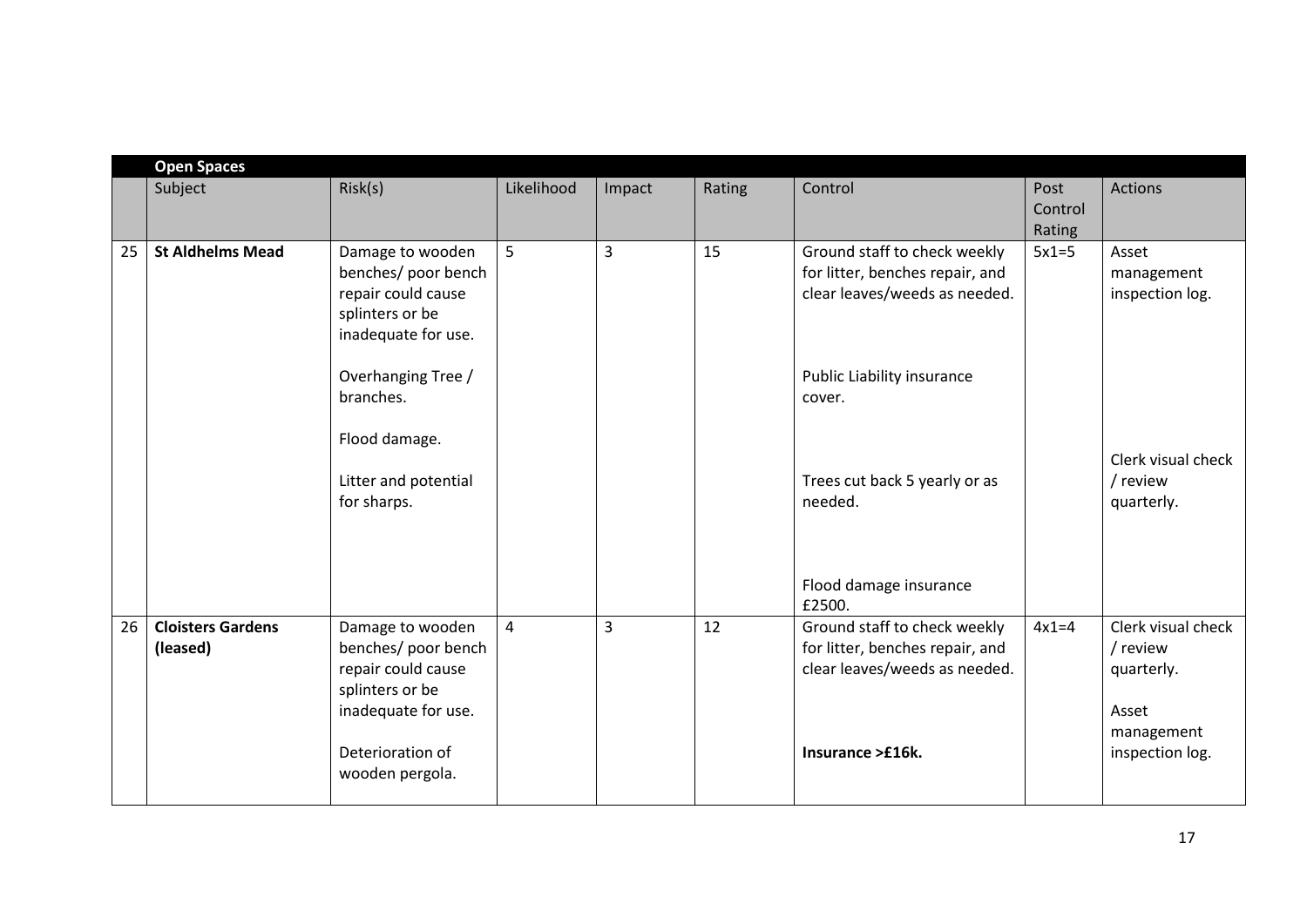| | Open Spaces | | | | | | | |
|---|---|---|---|---|---|---|---|---|
| | Subject | Risk(s) | Likelihood | Impact | Rating | Control | Post Control Rating | Actions |
| 25 | **St Aldhelms Mead** | Damage to wooden benches/ poor bench repair could cause splinters or be inadequate for use.<br><br>Overhanging Tree / branches.<br><br>Flood damage.<br><br>Litter and potential for sharps. | 5 | 3 | 15 | Ground staff to check weekly for litter, benches repair, and clear leaves/weeds as needed.<br><br>Public Liability insurance cover.<br><br>Trees cut back 5 yearly or as needed.<br><br>Flood damage insurance £2500. | 5x1=5 | Asset management inspection log.<br><br>Clerk visual check / review quarterly. |
| 26 | **Cloisters Gardens (leased)** | Damage to wooden benches/ poor bench repair could cause splinters or be inadequate for use.<br><br>Deterioration of wooden pergola. | 4 | 3 | 12 | Ground staff to check weekly for litter, benches repair, and clear leaves/weeds as needed.<br><br>**Insurance >£16k.** | 4x1=4 | Clerk visual check / review quarterly.<br><br>Asset management inspection log. |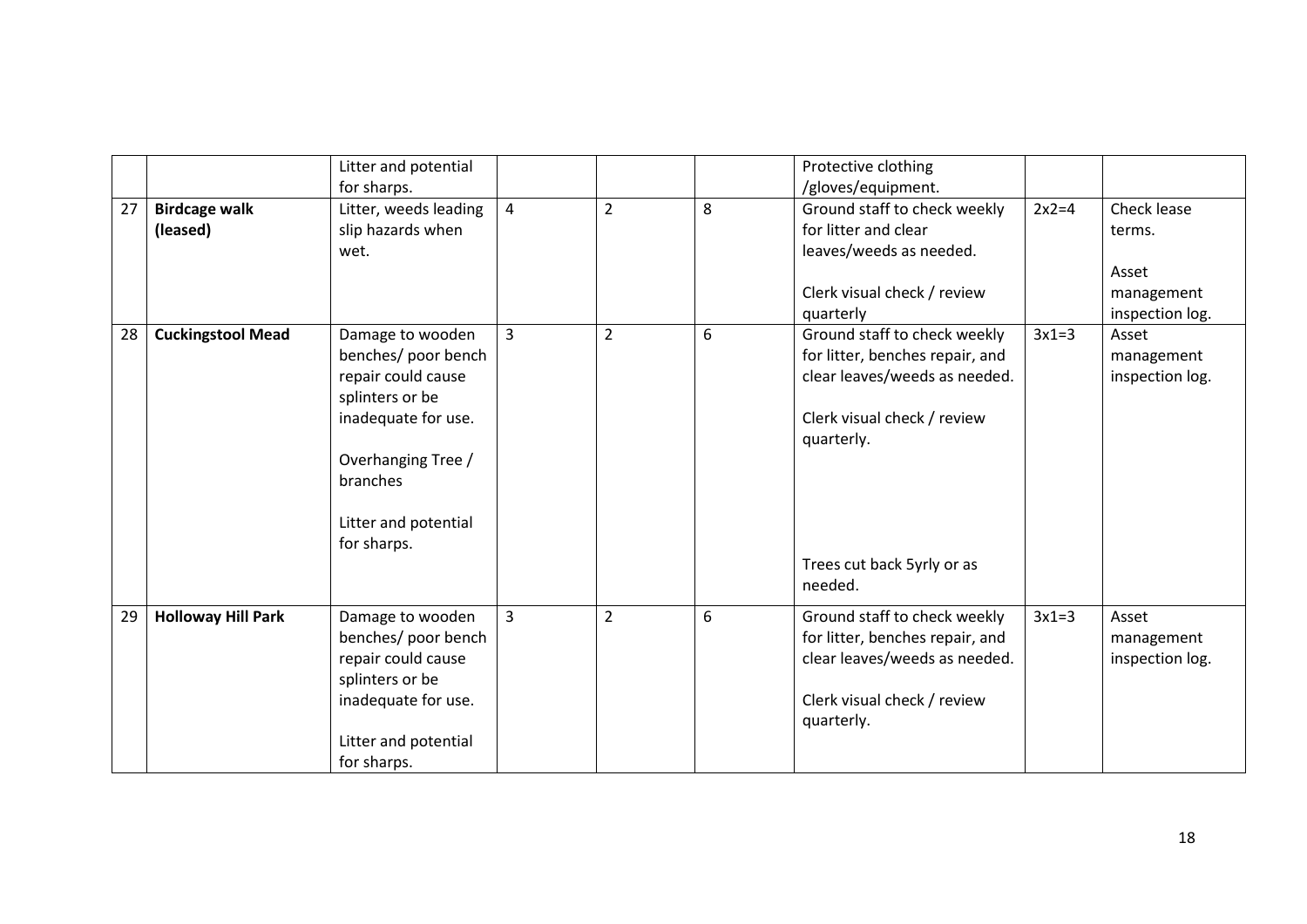| | | | | | | | | |
|---|---|---|---|---|---|---|---|---|
| | | Litter and potential for sharps. | | | | Protective clothing /gloves/equipment. | | |
| 27 | **Birdcage walk (leased)** | Litter, weeds leading slip hazards when wet. | 4 | 2 | 8 | Ground staff to check weekly for litter and clear leaves/weeds as needed.<br><br>Clerk visual check / review quarterly | 2x2=4 | Check lease terms.<br><br>Asset management inspection log. |
| 28 | **Cuckingstool Mead** | Damage to wooden benches/ poor bench repair could cause splinters or be inadequate for use.<br><br>Overhanging Tree / branches<br><br>Litter and potential for sharps. | 3 | 2 | 6 | Ground staff to check weekly for litter, benches repair, and clear leaves/weeds as needed.<br><br>Clerk visual check / review quarterly.<br><br>Trees cut back 5yrly or as needed. | 3x1=3 | Asset management inspection log. |
| 29 | **Holloway Hill Park** | Damage to wooden benches/ poor bench repair could cause splinters or be inadequate for use.<br><br>Litter and potential for sharps. | 3 | 2 | 6 | Ground staff to check weekly for litter, benches repair, and clear leaves/weeds as needed.<br><br>Clerk visual check / review quarterly. | 3x1=3 | Asset management inspection log. |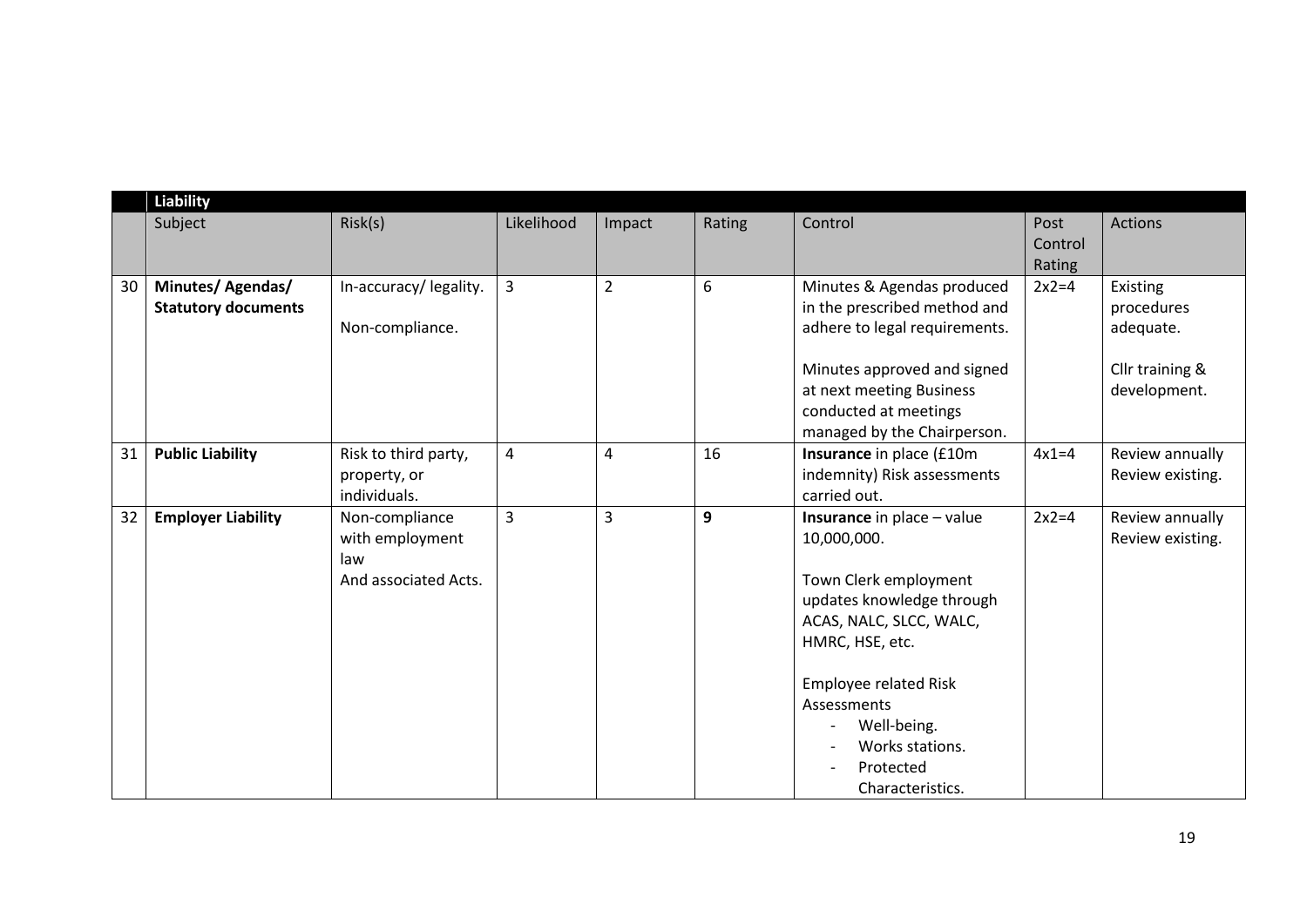| | Liability | | | | | | | |
|---|---|---|---|---|---|---|---|---|
| | Subject | Risk(s) | Likelihood | Impact | Rating | Control | Post Control Rating | Actions |
| 30 | **Minutes/ Agendas/ Statutory documents** | In-accuracy/ legality.<br><br>Non-compliance. | 3 | 2 | 6 | Minutes & Agendas produced in the prescribed method and adhere to legal requirements.<br><br>Minutes approved and signed at next meeting Business conducted at meetings managed by the Chairperson. | 2x2=4 | Existing procedures adequate.<br><br>Cllr training & development. |
| 31 | **Public Liability** | Risk to third party, property, or individuals. | 4 | 4 | 16 | **Insurance** in place (£10m indemnity) Risk assessments carried out. | 4x1=4 | Review annually Review existing. |
| 32 | **Employer Liability** | Non-compliance with employment law And associated Acts. | 3 | 3 | **9** | **Insurance** in place – value 10,000,000.<br><br>Town Clerk employment updates knowledge through ACAS, NALC, SLCC, WALC, HMRC, HSE, etc.<br><br>Employee related Risk Assessments<br>- Well-being.<br>- Works stations.<br>- Protected Characteristics. | 2x2=4 | Review annually Review existing. |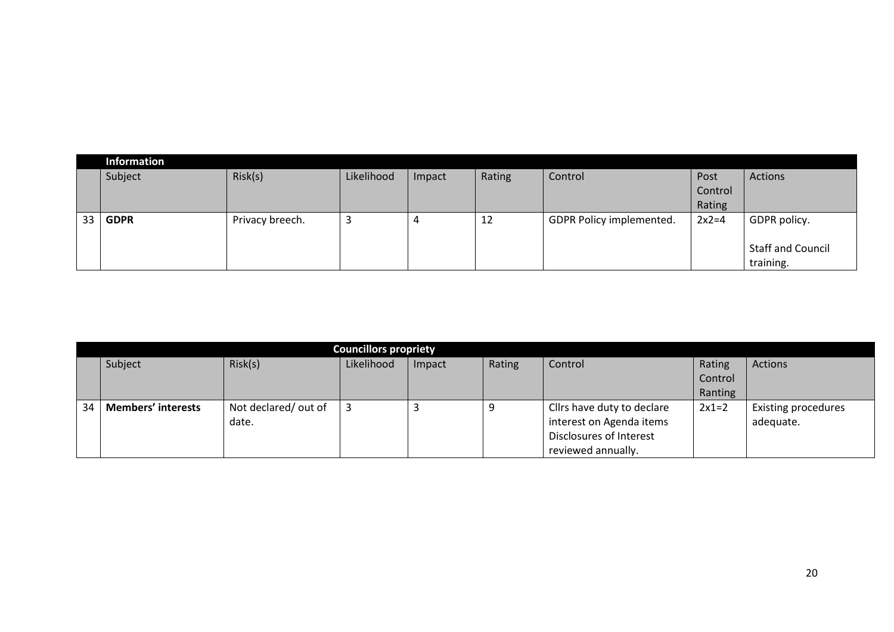| | Information | | | | | | | |
|---|---|---|---|---|---|---|---|---|
| | Subject | Risk(s) | Likelihood | Impact | Rating | Control | Post Control Rating | Actions |
| 33 | **GDPR** | Privacy breech. | 3 | 4 | 12 | GDPR Policy implemented. | 2x2=4 | GDPR policy.<br><br>Staff and Council training. |

| | | | Councillors propriety | | | | | |
|---|---|---|---|---|---|---|---|---|
| | Subject | Risk(s) | Likelihood | Impact | Rating | Control | Rating Control Ranting | Actions |
| 34 | **Members' interests** | Not declared/ out of date. | 3 | 3 | 9 | Cllrs have duty to declare interest on Agenda items Disclosures of Interest reviewed annually. | 2x1=2 | Existing procedures adequate. |